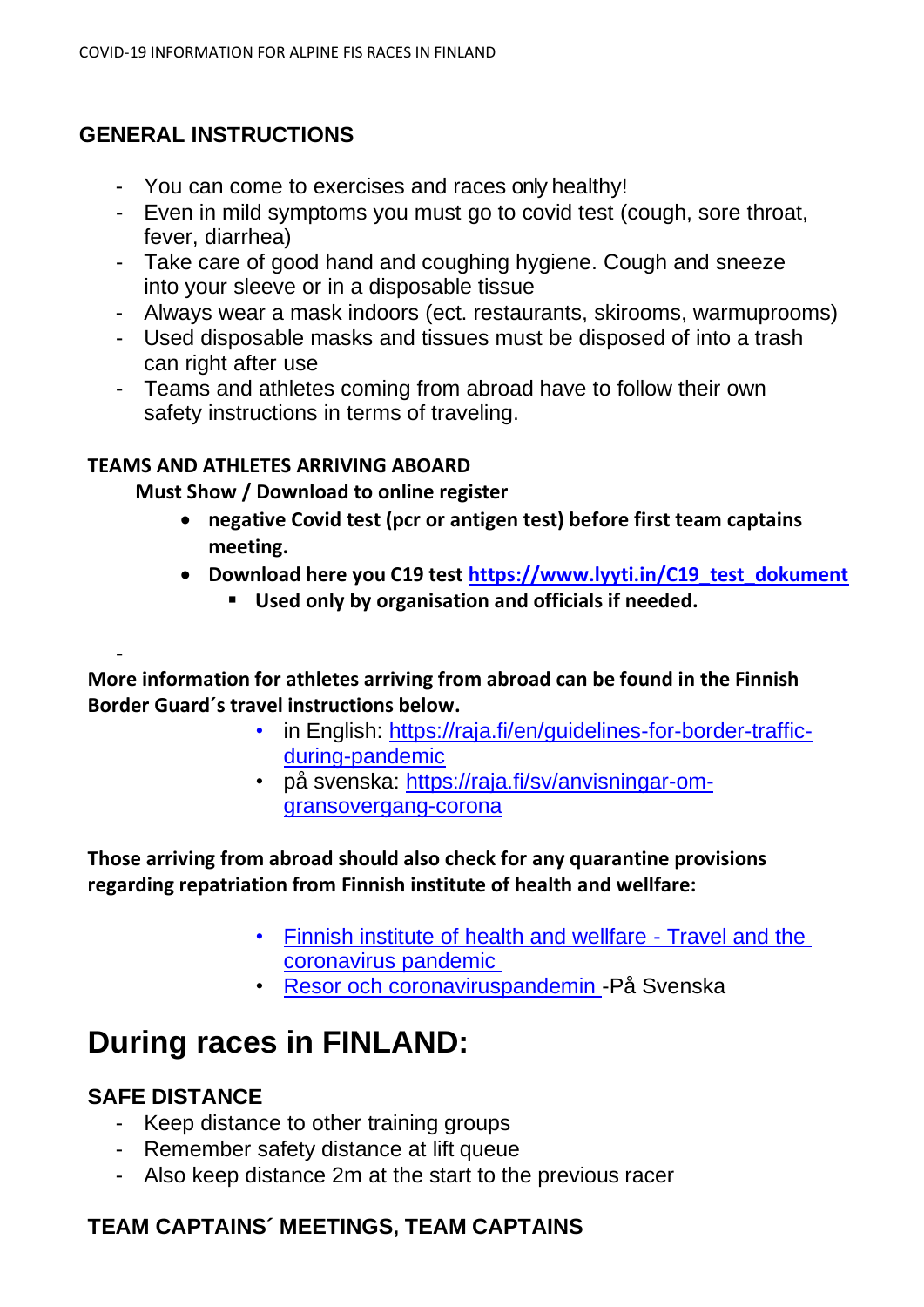## GENERAL INSTRUCTIONS

- You can come to exercises and races only healthy!
- Even in mild symptoms you must go to covid test (cough, sore throat, fever, diarrhea)
- Take care of good hand and coughing hygiene. Cough and sneeze into your sleeve or in a disposable tissue
- Always wear a mask indoors (ect. restaurants, skirooms, warmuprooms)
- Used disposable masks and tissues must be disposed of into a trash can right after use
- Teams and athletes coming from abroad have to follow their own safety instructions in terms of traveling.

**TEAMS AND ATHLETES ARRIVING ABOARD**

**Must Show / Download to online register**

- **negative Covid test (pcr or antigen test) before first team captains meeting.**
- **Download here you C19 test [https://www.lyyti.in/C19_test_dokument](https://www.lyyti.in/C19_test_dokument)**
  - **Used only by organisation and officials if needed.**

-

**More information for athletes arriving from abroad can be found in the Finnish Border Guard´s travel instructions below.**

- in English: [https://raja.fi/en/guidelines-for-border-traffic-during-pandemic](https://raja.fi/en/guidelines-for-border-traffic-during-pandemic)
- på svenska: [https://raja.fi/sv/anvisningar-om-gransovergang-corona](https://raja.fi/sv/anvisningar-om-gransovergang-corona)

**Those arriving from abroad should also check for any quarantine provisions regarding repatriation from Finnish institute of health and wellfare:**

- Finnish institute of health and wellfare - Travel and the coronavirus pandemic
- Resor och coronaviruspandemin -På Svenska

# During races in FINLAND:

## SAFE DISTANCE

- Keep distance to other training groups
- Remember safety distance at lift queue
- Also keep distance 2m at the start to the previous racer

## TEAM CAPTAINS´ MEETINGS, TEAM CAPTAINS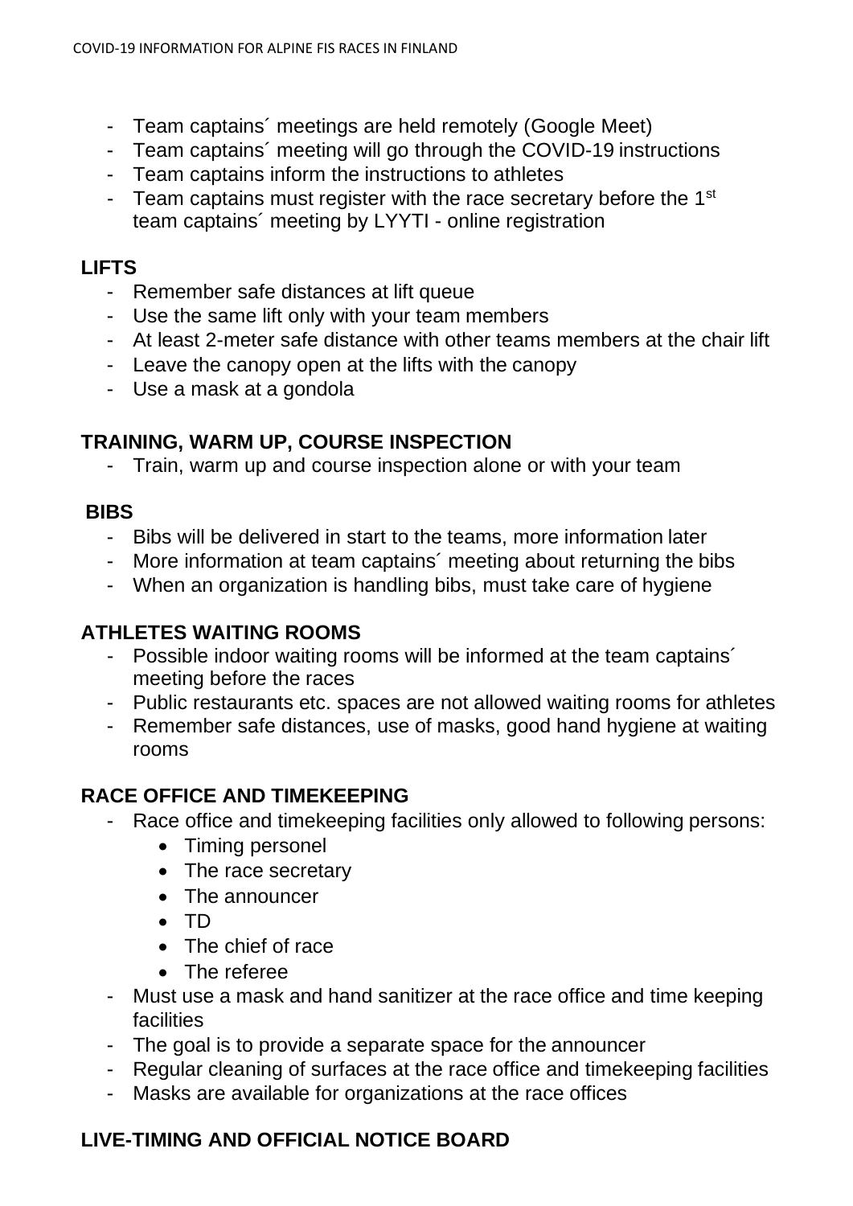- Team captains´ meetings are held remotely (Google Meet)
- Team captains´ meeting will go through the COVID-19 instructions
- Team captains inform the instructions to athletes
- Team captains must register with the race secretary before the 1st team captains´ meeting by LYYTI - online registration

## LIFTS

- Remember safe distances at lift queue
- Use the same lift only with your team members
- At least 2-meter safe distance with other teams members at the chair lift
- Leave the canopy open at the lifts with the canopy
- Use a mask at a gondola

## TRAINING, WARM UP, COURSE INSPECTION

- Train, warm up and course inspection alone or with your team

## BIBS

- Bibs will be delivered in start to the teams, more information later
- More information at team captains´ meeting about returning the bibs
- When an organization is handling bibs, must take care of hygiene

## ATHLETES WAITING ROOMS

- Possible indoor waiting rooms will be informed at the team captains´ meeting before the races
- Public restaurants etc. spaces are not allowed waiting rooms for athletes
- Remember safe distances, use of masks, good hand hygiene at waiting rooms

## RACE OFFICE AND TIMEKEEPING

- Race office and timekeeping facilities only allowed to following persons:
  - Timing personel
  - The race secretary
  - The announcer
  - TD
  - The chief of race
  - The referee
- Must use a mask and hand sanitizer at the race office and time keeping facilities
- The goal is to provide a separate space for the announcer
- Regular cleaning of surfaces at the race office and timekeeping facilities
- Masks are available for organizations at the race offices

## LIVE-TIMING AND OFFICIAL NOTICE BOARD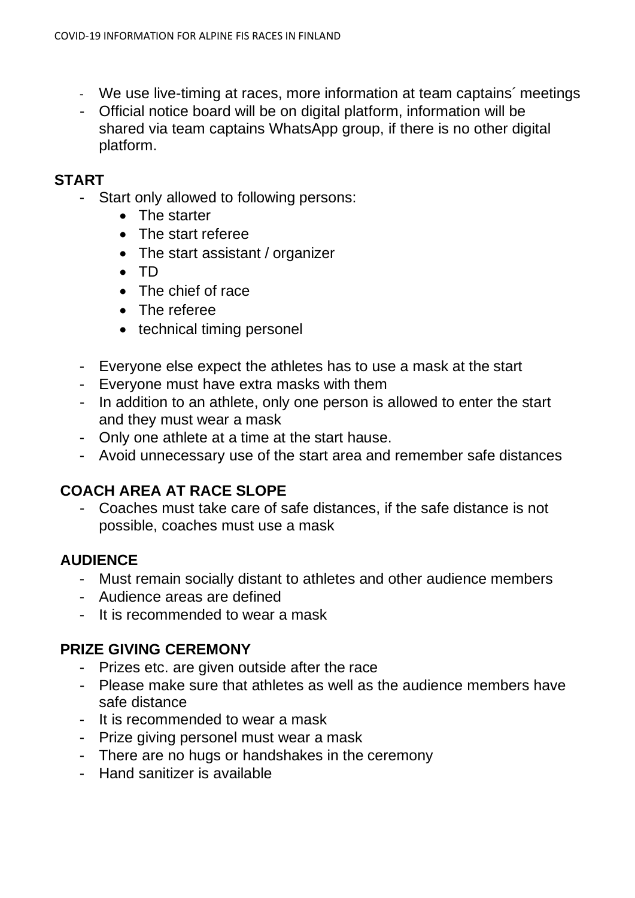- We use live-timing at races, more information at team captains´ meetings
- Official notice board will be on digital platform, information will be shared via team captains WhatsApp group, if there is no other digital platform.

## START

- Start only allowed to following persons:
  - The starter
  - The start referee
  - The start assistant / organizer
  - TD
  - The chief of race
  - The referee
  - technical timing personel
- Everyone else expect the athletes has to use a mask at the start
- Everyone must have extra masks with them
- In addition to an athlete, only one person is allowed to enter the start and they must wear a mask
- Only one athlete at a time at the start hause.
- Avoid unnecessary use of the start area and remember safe distances

## COACH AREA AT RACE SLOPE

- Coaches must take care of safe distances, if the safe distance is not possible, coaches must use a mask

## AUDIENCE

- Must remain socially distant to athletes and other audience members
- Audience areas are defined
- It is recommended to wear a mask

## PRIZE GIVING CEREMONY

- Prizes etc. are given outside after the race
- Please make sure that athletes as well as the audience members have safe distance
- It is recommended to wear a mask
- Prize giving personel must wear a mask
- There are no hugs or handshakes in the ceremony
- Hand sanitizer is available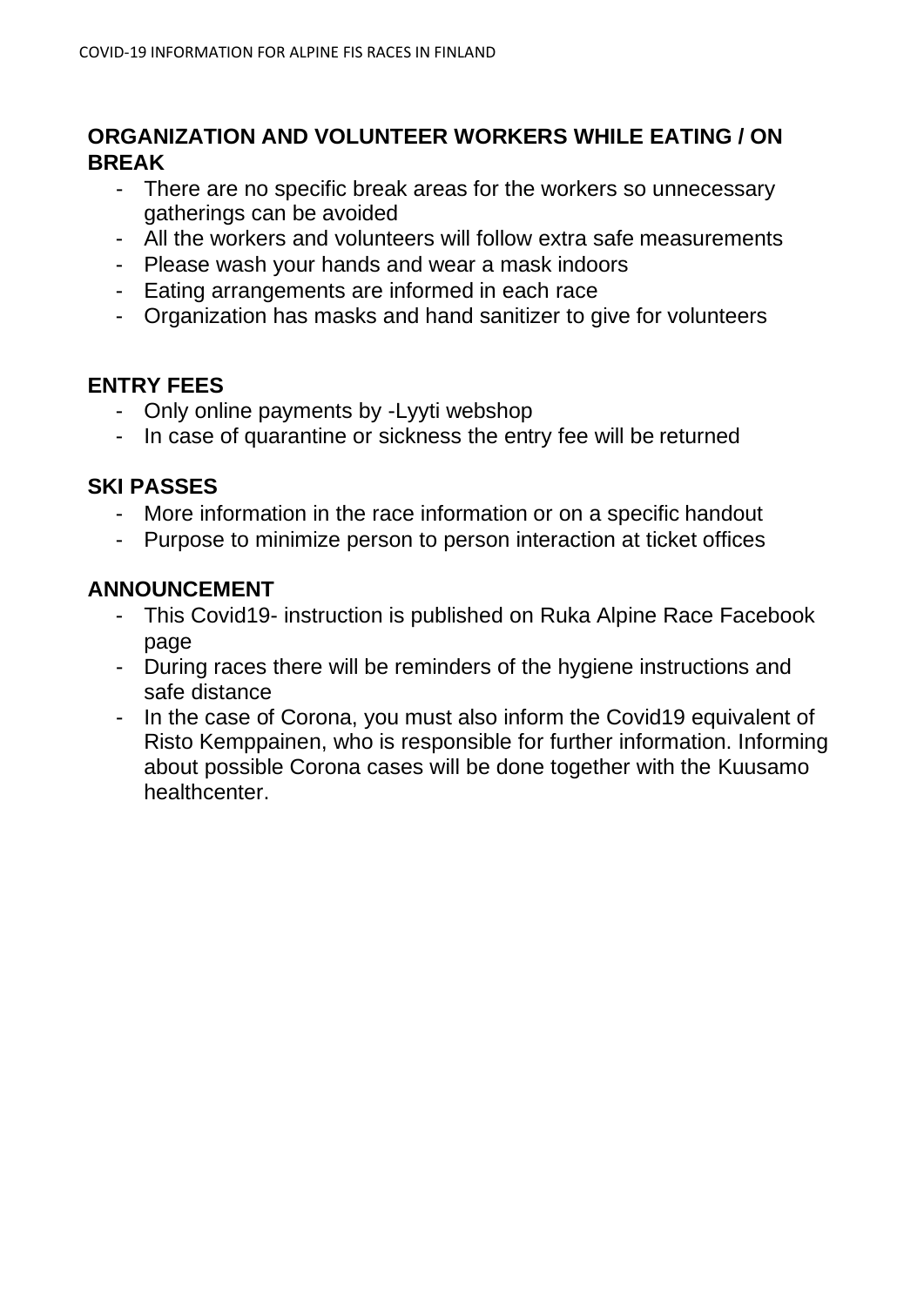## ORGANIZATION AND VOLUNTEER WORKERS WHILE EATING / ON BREAK

- There are no specific break areas for the workers so unnecessary gatherings can be avoided
- All the workers and volunteers will follow extra safe measurements
- Please wash your hands and wear a mask indoors
- Eating arrangements are informed in each race
- Organization has masks and hand sanitizer to give for volunteers

## ENTRY FEES

- Only online payments by -Lyyti webshop
- In case of quarantine or sickness the entry fee will be returned

## SKI PASSES

- More information in the race information or on a specific handout
- Purpose to minimize person to person interaction at ticket offices

## ANNOUNCEMENT

- This Covid19- instruction is published on Ruka Alpine Race Facebook page
- During races there will be reminders of the hygiene instructions and safe distance
- In the case of Corona, you must also inform the Covid19 equivalent of Risto Kemppainen, who is responsible for further information. Informing about possible Corona cases will be done together with the Kuusamo healthcenter.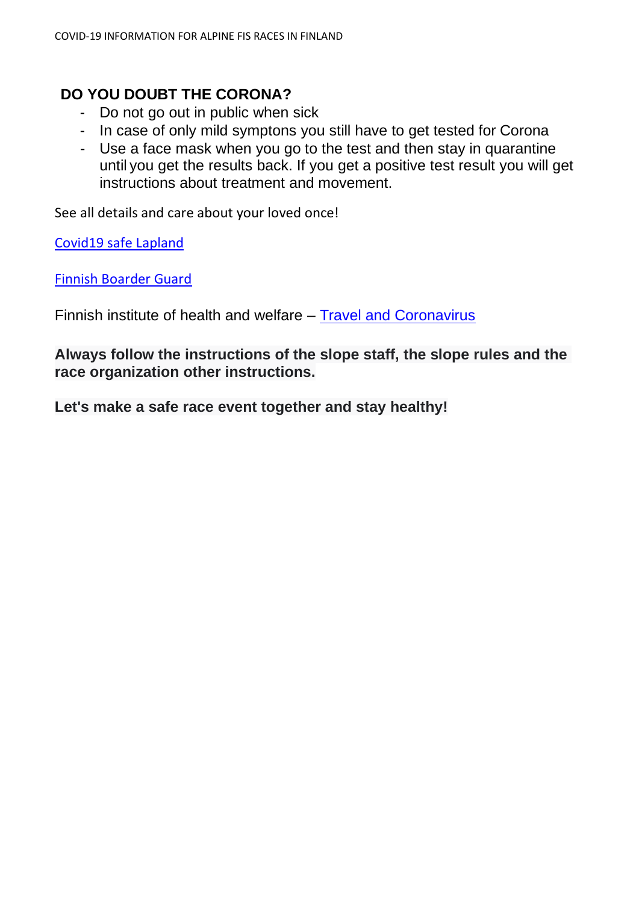## DO YOU DOUBT THE CORONA?

- Do not go out in public when sick
- In case of only mild symptons you still have to get tested for Corona
- Use a face mask when you go to the test and then stay in quarantine until you get the results back. If you get a positive test result you will get instructions about treatment and movement.

See all details and care about your loved once!

Covid19 safe Lapland

Finnish Boarder Guard

Finnish institute of health and welfare – Travel and Coronavirus

**Always follow the instructions of the slope staff, the slope rules and the race organization other instructions.**

**Let's make a safe race event together and stay healthy!**